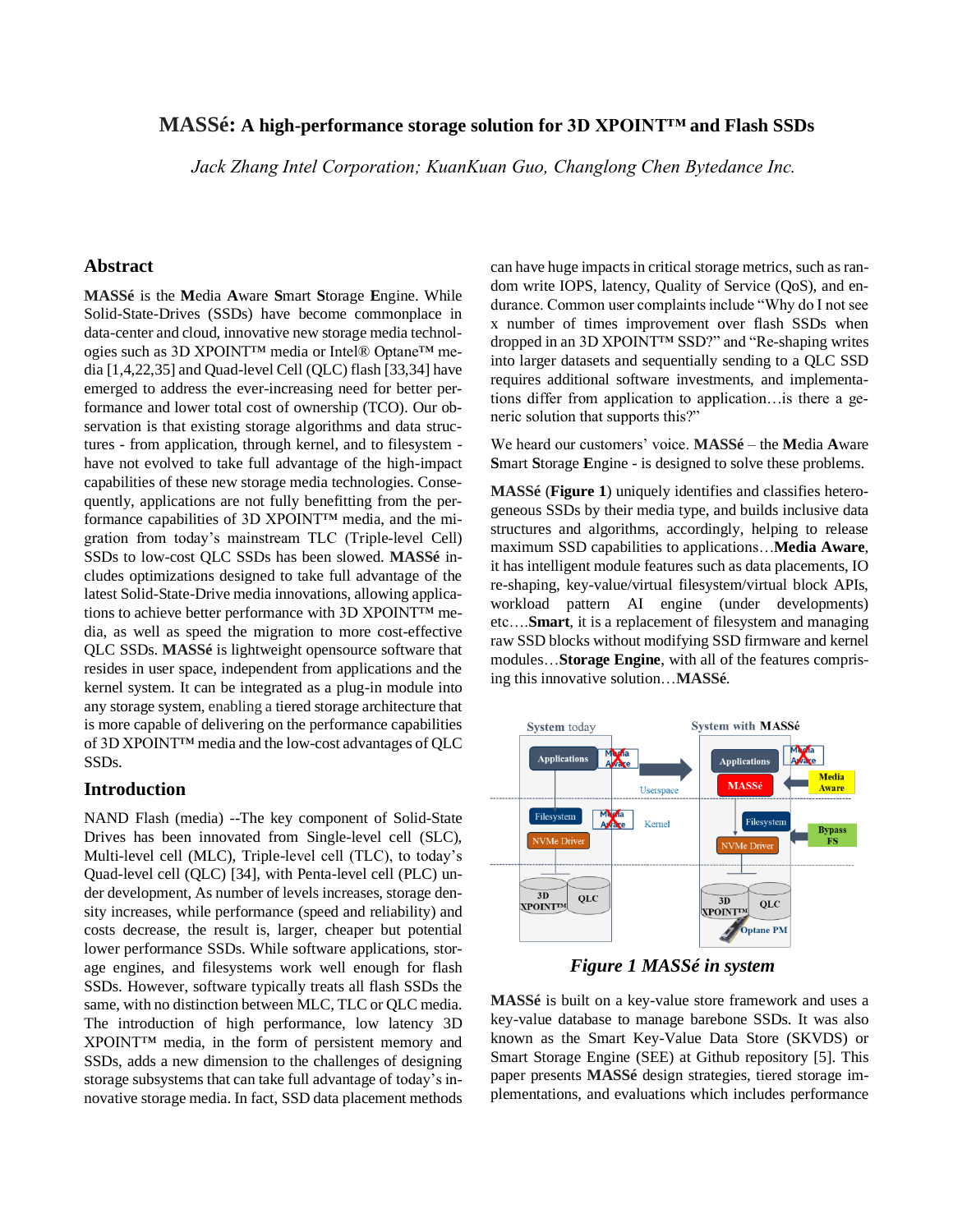# MASSé: A high-performance storage solution for 3D XPOINT™ and Flash SSDs

*Jack Zhang Intel Corporation; KuanKuan Guo, Changlong Chen Bytedance Inc.*

## Abstract

**MASSé** is the **M**edia **A**ware **S**mart **S**torage **E**ngine. While Solid-State-Drives (SSDs) have become commonplace in data-center and cloud, innovative new storage media technologies such as 3D XPOINT™ media or Intel® Optane™ media [1,4,22,35] and Quad-level Cell (QLC) flash [33,34] have emerged to address the ever-increasing need for better performance and lower total cost of ownership (TCO). Our observation is that existing storage algorithms and data structures - from application, through kernel, and to filesystem - have not evolved to take full advantage of the high-impact capabilities of these new storage media technologies. Consequently, applications are not fully benefitting from the performance capabilities of 3D XPOINT™ media, and the migration from today's mainstream TLC (Triple-level Cell) SSDs to low-cost QLC SSDs has been slowed. **MASSé** includes optimizations designed to take full advantage of the latest Solid-State-Drive media innovations, allowing applications to achieve better performance with 3D XPOINT™ media, as well as speed the migration to more cost-effective QLC SSDs. **MASSé** is lightweight opensource software that resides in user space, independent from applications and the kernel system. It can be integrated as a plug-in module into any storage system, enabling a tiered storage architecture that is more capable of delivering on the performance capabilities of 3D XPOINT™ media and the low-cost advantages of QLC SSDs.

## Introduction

NAND Flash (media) --The key component of Solid-State Drives has been innovated from Single-level cell (SLC), Multi-level cell (MLC), Triple-level cell (TLC), to today's Quad-level cell (QLC) [34], with Penta-level cell (PLC) under development, As number of levels increases, storage density increases, while performance (speed and reliability) and costs decrease, the result is, larger, cheaper but potential lower performance SSDs. While software applications, storage engines, and filesystems work well enough for flash SSDs. However, software typically treats all flash SSDs the same, with no distinction between MLC, TLC or QLC media. The introduction of high performance, low latency 3D XPOINT™ media, in the form of persistent memory and SSDs, adds a new dimension to the challenges of designing storage subsystems that can take full advantage of today's innovative storage media. In fact, SSD data placement methods can have huge impacts in critical storage metrics, such as random write IOPS, latency, Quality of Service (QoS), and endurance. Common user complaints include "Why do I not see x number of times improvement over flash SSDs when dropped in an 3D XPOINT™ SSD?" and "Re-shaping writes into larger datasets and sequentially sending to a QLC SSD requires additional software investments, and implementations differ from application to application…is there a generic solution that supports this?"

We heard our customers' voice. **MASSé** – the **M**edia **A**ware **S**mart **S**torage **E**ngine - is designed to solve these problems.

**MASSé** (**Figure 1**) uniquely identifies and classifies heterogeneous SSDs by their media type, and builds inclusive data structures and algorithms, accordingly, helping to release maximum SSD capabilities to applications…**Media Aware**, it has intelligent module features such as data placements, IO re-shaping, key-value/virtual filesystem/virtual block APIs, workload pattern AI engine (under developments) etc.…**Smart**, it is a replacement of filesystem and managing raw SSD blocks without modifying SSD firmware and kernel modules…**Storage Engine**, with all of the features comprising this innovative solution…**MASSé**.

*Figure 1 MASSé in system*

**MASSé** is built on a key-value store framework and uses a key-value database to manage barebone SSDs. It was also known as the Smart Key-Value Data Store (SKVDS) or Smart Storage Engine (SEE) at Github repository [5]. This paper presents **MASSé** design strategies, tiered storage implementations, and evaluations which includes performance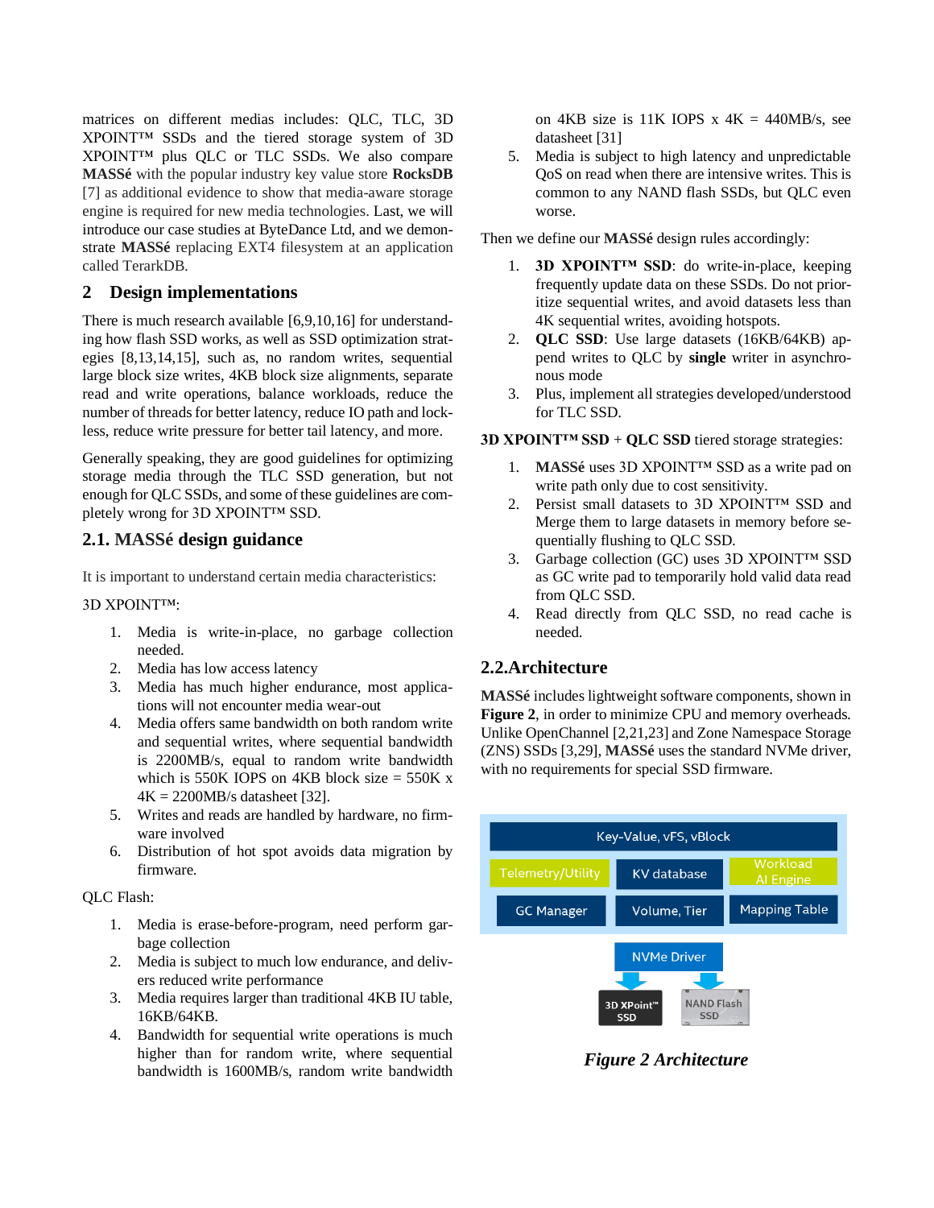matrices on different medias includes: QLC, TLC, 3D XPOINT™ SSDs and the tiered storage system of 3D XPOINT™ plus QLC or TLC SSDs. We also compare **MASSé** with the popular industry key value store **RocksDB** [7] as additional evidence to show that media-aware storage engine is required for new media technologies. Last, we will introduce our case studies at ByteDance Ltd, and we demonstrate **MASSé** replacing EXT4 filesystem at an application called TerarkDB.

## 2 Design implementations

There is much research available [6,9,10,16] for understanding how flash SSD works, as well as SSD optimization strategies [8,13,14,15], such as, no random writes, sequential large block size writes, 4KB block size alignments, separate read and write operations, balance workloads, reduce the number of threads for better latency, reduce IO path and lockless, reduce write pressure for better tail latency, and more.

Generally speaking, they are good guidelines for optimizing storage media through the TLC SSD generation, but not enough for QLC SSDs, and some of these guidelines are completely wrong for 3D XPOINT™ SSD.

### 2.1. MASSé design guidance

It is important to understand certain media characteristics:

3D XPOINT™:

1. Media is write-in-place, no garbage collection needed.
2. Media has low access latency
3. Media has much higher endurance, most applications will not encounter media wear-out
4. Media offers same bandwidth on both random write and sequential writes, where sequential bandwidth is 2200MB/s, equal to random write bandwidth which is 550K IOPS on 4KB block size = 550K x 4K = 2200MB/s datasheet [32].
5. Writes and reads are handled by hardware, no firmware involved
6. Distribution of hot spot avoids data migration by firmware.

QLC Flash:

1. Media is erase-before-program, need perform garbage collection
2. Media is subject to much low endurance, and delivers reduced write performance
3. Media requires larger than traditional 4KB IU table, 16KB/64KB.
4. Bandwidth for sequential write operations is much higher than for random write, where sequential bandwidth is 1600MB/s, random write bandwidth on 4KB size is 11K IOPS x 4K = 440MB/s, see datasheet [31]
5. Media is subject to high latency and unpredictable QoS on read when there are intensive writes. This is common to any NAND flash SSDs, but QLC even worse.

Then we define our **MASSé** design rules accordingly:

1. **3D XPOINT™ SSD**: do write-in-place, keeping frequently update data on these SSDs. Do not prioritize sequential writes, and avoid datasets less than 4K sequential writes, avoiding hotspots.
2. **QLC SSD**: Use large datasets (16KB/64KB) append writes to QLC by **single** writer in asynchronous mode
3. Plus, implement all strategies developed/understood for TLC SSD.

**3D XPOINT™ SSD** + **QLC SSD** tiered storage strategies:

1. **MASSé** uses 3D XPOINT™ SSD as a write pad on write path only due to cost sensitivity.
2. Persist small datasets to 3D XPOINT™ SSD and Merge them to large datasets in memory before sequentially flushing to QLC SSD.
3. Garbage collection (GC) uses 3D XPOINT™ SSD as GC write pad to temporarily hold valid data read from QLC SSD.
4. Read directly from QLC SSD, no read cache is needed.

### 2.2.Architecture

**MASSé** includes lightweight software components, shown in **Figure 2**, in order to minimize CPU and memory overheads. Unlike OpenChannel [2,21,23] and Zone Namespace Storage (ZNS) SSDs [3,29], **MASSé** uses the standard NVMe driver, with no requirements for special SSD firmware.

| Key-Value, vFS, vBlock | | |
|---|---|---|
| Telemetry/Utility | KV database | Workload AI Engine |
| GC Manager | Volume, Tier | Mapping Table |

NVMe Driver → 3D XPoint™ SSD, NAND Flash SSD

*Figure 2 Architecture*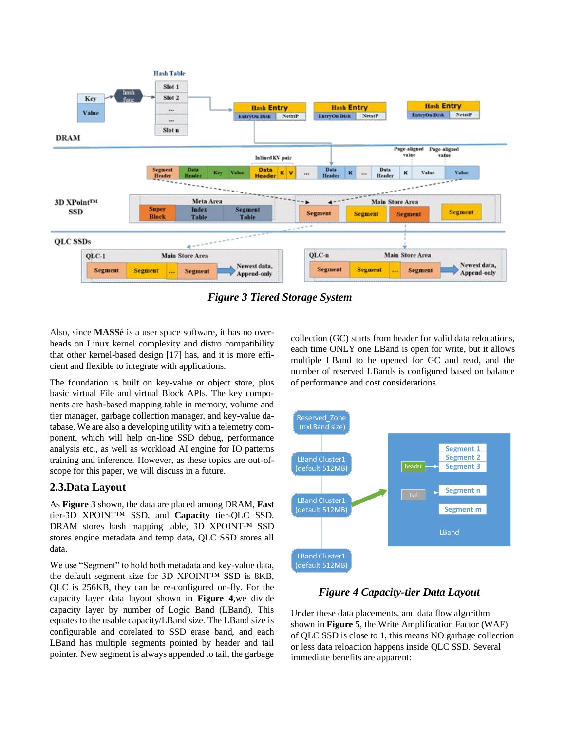*Figure 3 Tiered Storage System*

Also, since **MASSé** is a user space software, it has no overheads on Linux kernel complexity and distro compatibility that other kernel-based design [17] has, and it is more efficient and flexible to integrate with applications.

The foundation is built on key-value or object store, plus basic virtual File and virtual Block APIs. The key components are hash-based mapping table in memory, volume and tier manager, garbage collection manager, and key-value database. We are also a developing utility with a telemetry component, which will help on-line SSD debug, performance analysis etc., as well as workload AI engine for IO patterns training and inference. However, as these topics are out-of-scope for this paper, we will discuss in a future.

## 2.3.Data Layout

As **Figure 3** shown, the data are placed among DRAM, **Fast** tier-3D XPOINT™ SSD, and **Capacity** tier-QLC SSD. DRAM stores hash mapping table, 3D XPOINT™ SSD stores engine metadata and temp data, QLC SSD stores all data.

We use "Segment" to hold both metadata and key-value data, the default segment size for 3D XPOINT™ SSD is 8KB, QLC is 256KB, they can be re-configured on-fly. For the capacity layer data layout shown in **Figure 4**,we divide capacity layer by number of Logic Band (LBand). This equates to the usable capacity/LBand size. The LBand size is configurable and corelated to SSD erase band, and each LBand has multiple segments pointed by header and tail pointer. New segment is always appended to tail, the garbage collection (GC) starts from header for valid data relocations, each time ONLY one LBand is open for write, but it allows multiple LBand to be opened for GC and read, and the number of reserved LBands is configured based on balance of performance and cost considerations.

*Figure 4 Capacity-tier Data Layout*

Under these data placements, and data flow algorithm shown in **Figure 5**, the Write Amplification Factor (WAF) of QLC SSD is close to 1, this means NO garbage collection or less data reloaction happens inside QLC SSD. Several immediate benefits are apparent: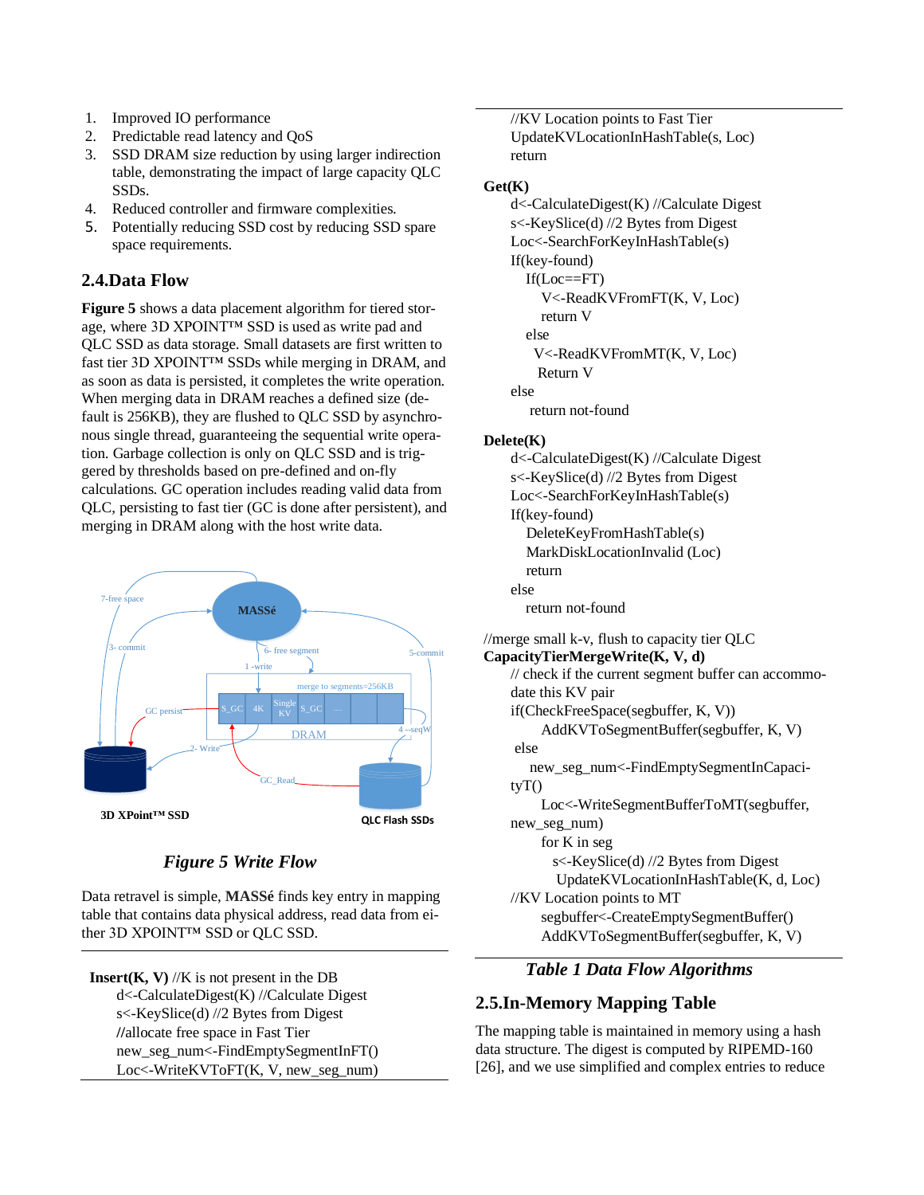1. Improved IO performance
2. Predictable read latency and QoS
3. SSD DRAM size reduction by using larger indirection table, demonstrating the impact of large capacity QLC SSDs.
4. Reduced controller and firmware complexities.
5. Potentially reducing SSD cost by reducing SSD spare space requirements.

## 2.4.Data Flow

**Figure 5** shows a data placement algorithm for tiered storage, where 3D XPOINT™ SSD is used as write pad and QLC SSD as data storage. Small datasets are first written to fast tier 3D XPOINT™ SSDs while merging in DRAM, and as soon as data is persisted, it completes the write operation. When merging data in DRAM reaches a defined size (default is 256KB), they are flushed to QLC SSD by asynchronous single thread, guaranteeing the sequential write operation. Garbage collection is only on QLC SSD and is triggered by thresholds based on pre-defined and on-fly calculations. GC operation includes reading valid data from QLC, persisting to fast tier (GC is done after persistent), and merging in DRAM along with the host write data.

*Figure 5 Write Flow*

Data retravel is simple, **MASSé** finds key entry in mapping table that contains data physical address, read data from either 3D XPOINT™ SSD or QLC SSD.

```
Insert(K, V) //K is not present in the DB
    d<-CalculateDigest(K) //Calculate Digest
    s<-KeySlice(d) //2 Bytes from Digest
    //allocate free space in Fast Tier
    new_seg_num<-FindEmptySegmentInFT()
    Loc<-WriteKVToFT(K, V, new_seg_num)
    //KV Location points to Fast Tier
    UpdateKVLocationInHashTable(s, Loc)
    return

Get(K)
    d<-CalculateDigest(K) //Calculate Digest
    s<-KeySlice(d) //2 Bytes from Digest
    Loc<-SearchForKeyInHashTable(s)
    If(key-found)
       If(Loc==FT)
          V<-ReadKVFromFT(K, V, Loc)
          return V
       else
          V<-ReadKVFromMT(K, V, Loc)
          Return V
    else
       return not-found

Delete(K)
    d<-CalculateDigest(K) //Calculate Digest
    s<-KeySlice(d) //2 Bytes from Digest
    Loc<-SearchForKeyInHashTable(s)
    If(key-found)
       DeleteKeyFromHashTable(s)
       MarkDiskLocationInvalid (Loc)
       return
    else
       return not-found

//merge small k-v, flush to capacity tier QLC
CapacityTierMergeWrite(K, V, d)
    // check if the current segment buffer can accommodate this KV pair
    if(CheckFreeSpace(segbuffer, K, V))
          AddKVToSegmentBuffer(segbuffer, K, V)
    else
       new_seg_num<-FindEmptySegmentInCapacityT()
          Loc<-WriteSegmentBufferToMT(segbuffer, new_seg_num)
          for K in seg
             s<-KeySlice(d) //2 Bytes from Digest
             UpdateKVLocationInHashTable(K, d, Loc)
    //KV Location points to MT
          segbuffer<-CreateEmptySegmentBuffer()
          AddKVToSegmentBuffer(segbuffer, K, V)
```

*Table 1 Data Flow Algorithms*

## 2.5.In-Memory Mapping Table

The mapping table is maintained in memory using a hash data structure. The digest is computed by RIPEMD-160 [26], and we use simplified and complex entries to reduce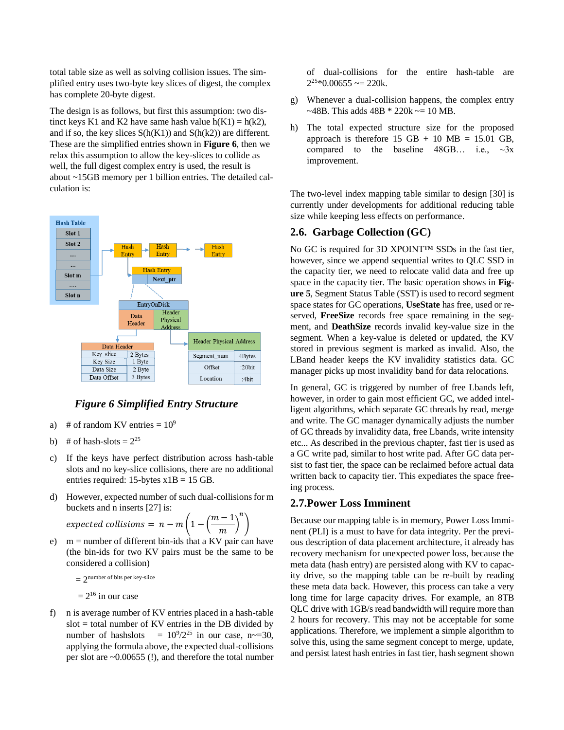total table size as well as solving collision issues. The simplified entry uses two-byte key slices of digest, the complex has complete 20-byte digest.

The design is as follows, but first this assumption: two distinct keys K1 and K2 have same hash value h(K1) = h(k2), and if so, the key slices S(h(K1)) and S(h(k2)) are different. These are the simplified entries shown in **Figure 6**, then we relax this assumption to allow the key-slices to collide as well, the full digest complex entry is used, the result is about ~15GB memory per 1 billion entries. The detailed calculation is:

*Figure 6 Simplified Entry Structure*

a) # of random KV entries = $10^9$

b) # of hash-slots = $2^{25}$

c) If the keys have perfect distribution across hash-table slots and no key-slice collisions, there are no additional entries required: 15-bytes x1B = 15 GB.

d) However, expected number of such dual-collisions for m buckets and n inserts [27] is:

$$expected\ collisions = n - m\left(1 - \left(\frac{m-1}{m}\right)^n\right)$$

e) m = number of different bin-ids that a KV pair can have (the bin-ids for two KV pairs must be the same to be considered a collision)

$= 2^{\text{number of bits per key-slice}}$

$= 2^{16}$ in our case

f) n is average number of KV entries placed in a hash-table slot = total number of KV entries in the DB divided by number of hashslots = $10^9/2^{25}$ in our case, n~=30, applying the formula above, the expected dual-collisions per slot are ~0.00655 (!), and therefore the total number of dual-collisions for the entire hash-table are $2^{25}$*0.00655 ~= 220k.

g) Whenever a dual-collision happens, the complex entry ~48B. This adds 48B * 220k ~= 10 MB.

h) The total expected structure size for the proposed approach is therefore 15 GB + 10 MB = 15.01 GB, compared to the baseline 48GB… i.e., ~3x improvement.

The two-level index mapping table similar to design [30] is currently under developments for additional reducing table size while keeping less effects on performance.

## 2.6. Garbage Collection (GC)

No GC is required for 3D XPOINT™ SSDs in the fast tier, however, since we append sequential writes to QLC SSD in the capacity tier, we need to relocate valid data and free up space in the capacity tier. The basic operation shows in **Figure 5**, Segment Status Table (SST) is used to record segment space states for GC operations, **UseState** has free, used or reserved, **FreeSize** records free space remaining in the segment, and **DeathSize** records invalid key-value size in the segment. When a key-value is deleted or updated, the KV stored in previous segment is marked as invalid. Also, the LBand header keeps the KV invalidity statistics data. GC manager picks up most invalidity band for data relocations.

In general, GC is triggered by number of free Lbands left, however, in order to gain most efficient GC, we added intelligent algorithms, which separate GC threads by read, merge and write. The GC manager dynamically adjusts the number of GC threads by invalidity data, free Lbands, write intensity etc... As described in the previous chapter, fast tier is used as a GC write pad, similar to host write pad. After GC data persist to fast tier, the space can be reclaimed before actual data written back to capacity tier. This expedites the space freeing process.

## 2.7. Power Loss Imminent

Because our mapping table is in memory, Power Loss Imminent (PLI) is a must to have for data integrity. Per the previous description of data placement architecture, it already has recovery mechanism for unexpected power loss, because the meta data (hash entry) are persisted along with KV to capacity drive, so the mapping table can be re-built by reading these meta data back. However, this process can take a very long time for large capacity drives. For example, an 8TB QLC drive with 1GB/s read bandwidth will require more than 2 hours for recovery. This may not be acceptable for some applications. Therefore, we implement a simple algorithm to solve this, using the same segment concept to merge, update, and persist latest hash entries in fast tier, hash segment shown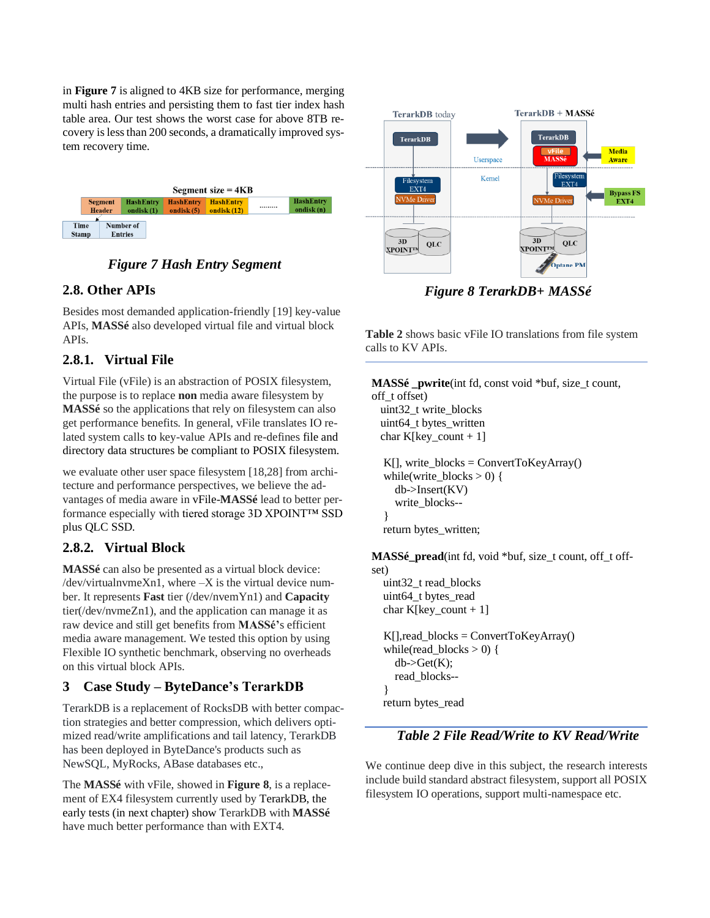in **Figure 7** is aligned to 4KB size for performance, merging multi hash entries and persisting them to fast tier index hash table area. Our test shows the worst case for above 8TB recovery is less than 200 seconds, a dramatically improved system recovery time.

| Segment size = 4KB | | | | | |
|---|---|---|---|---|---|
| Segment Header | HashEntry ondisk (1) | HashEntry ondisk (5) | HashEntry ondisk (12) | ......... | HashEntry ondisk (n) |

| Time Stamp | Number of Entries |
|---|---|

*Figure 7 Hash Entry Segment*

## 2.8. Other APIs

Besides most demanded application-friendly [19] key-value APIs, **MASSé** also developed virtual file and virtual block APIs.

### 2.8.1. Virtual File

Virtual File (vFile) is an abstraction of POSIX filesystem, the purpose is to replace **non** media aware filesystem by **MASSé** so the applications that rely on filesystem can also get performance benefits. In general, vFile translates IO related system calls to key-value APIs and re-defines file and directory data structures be compliant to POSIX filesystem.

we evaluate other user space filesystem [18,28] from architecture and performance perspectives, we believe the advantages of media aware in vFile-**MASSé** lead to better performance especially with tiered storage 3D XPOINT™ SSD plus QLC SSD.

### 2.8.2. Virtual Block

**MASSé** can also be presented as a virtual block device: /dev/virtualnvmeXn1, where –X is the virtual device number. It represents **Fast** tier (/dev/nvemYn1) and **Capacity** tier(/dev/nvmeZn1), and the application can manage it as raw device and still get benefits from **MASSé**'s efficient media aware management. We tested this option by using Flexible IO synthetic benchmark, observing no overheads on this virtual block APIs.

## 3 Case Study – ByteDance's TerarkDB

TerarkDB is a replacement of RocksDB with better compaction strategies and better compression, which delivers optimized read/write amplifications and tail latency, TerarkDB has been deployed in ByteDance's products such as NewSQL, MyRocks, ABase databases etc.,

The **MASSé** with vFile, showed in **Figure 8**, is a replacement of EX4 filesystem currently used by TerarkDB, the early tests (in next chapter) show TerarkDB with **MASSé** have much better performance than with EXT4.

*Figure 8 TerarkDB+ MASSé*

**Table 2** shows basic vFile IO translations from file system calls to KV APIs.

```
MASSé _pwrite(int fd, const void *buf, size_t count, off_t offset)
  uint32_t write_blocks
  uint64_t bytes_written
  char K[key_count + 1]

   K[], write_blocks = ConvertToKeyArray()
   while(write_blocks > 0) {
      db->Insert(KV)
      write_blocks--
   }
   return bytes_written;

MASSé_pread(int fd, void *buf, size_t count, off_t offset)
   uint32_t read_blocks
   uint64_t bytes_read
   char K[key_count + 1]

   K[],read_blocks = ConvertToKeyArray()
   while(read_blocks > 0) {
      db->Get(K);
      read_blocks--
   }
   return bytes_read
```

*Table 2 File Read/Write to KV Read/Write*

We continue deep dive in this subject, the research interests include build standard abstract filesystem, support all POSIX filesystem IO operations, support multi-namespace etc.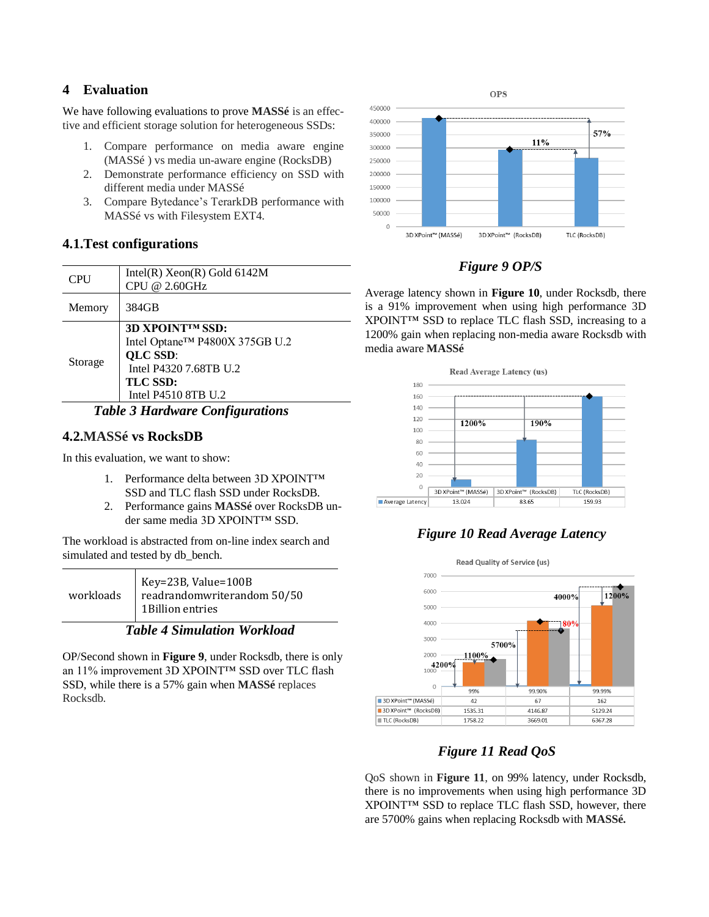## 4 Evaluation

We have following evaluations to prove **MASSé** is an effective and efficient storage solution for heterogeneous SSDs:

1. Compare performance on media aware engine (MASSé ) vs media un-aware engine (RocksDB)
2. Demonstrate performance efficiency on SSD with different media under MASSé
3. Compare Bytedance's TerarkDB performance with MASSé vs with Filesystem EXT4.

### 4.1.Test configurations

| | |
|---|---|
| CPU | Intel(R) Xeon(R) Gold 6142M CPU @ 2.60GHz |
| Memory | 384GB |
| Storage | **3D XPOINT™ SSD:** Intel Optane™ P4800X 375GB U.2 **QLC SSD**: Intel P4320 7.68TB U.2 **TLC SSD:** Intel P4510 8TB U.2 |

***Table 3 Hardware Configurations***

### 4.2.MASSé vs RocksDB

In this evaluation, we want to show:

1. Performance delta between 3D XPOINT™ SSD and TLC flash SSD under RocksDB.
2. Performance gains **MASSé** over RocksDB under same media 3D XPOINT™ SSD.

The workload is abstracted from on-line index search and simulated and tested by db_bench.

| | |
|---|---|
| workloads | Key=23B, Value=100B readrandomwriterandom 50/50 1Billion entries |

***Table 4 Simulation Workload***

OP/Second shown in **Figure 9**, under Rocksdb, there is only an 11% improvement 3D XPOINT™ SSD over TLC flash SSD, while there is a 57% gain when **MASSé** replaces Rocksdb.

***Figure 9 OP/S***

Average latency shown in **Figure 10**, under Rocksdb, there is a 91% improvement when using high performance 3D XPOINT™ SSD to replace TLC flash SSD, increasing to a 1200% gain when replacing non-media aware Rocksdb with media aware **MASSé**

| | 3D XPoint™ (MASSé) | 3D XPoint™ (RocksDB) | TLC (RocksDB) |
|---|---|---|---|
| Average Latency | 13.024 | 83.65 | 159.93 |

***Figure 10 Read Average Latency***

| | 99% | 99.90% | 99.99% |
|---|---|---|---|
| 3D XPoint™ (MASSé) | 42 | 67 | 162 |
| 3D XPoint™ (RocksDB) | 1535.31 | 4146.87 | 5129.24 |
| TLC (RocksDB) | 1758.22 | 3669.01 | 6367.28 |

***Figure 11 Read QoS***

QoS shown in **Figure 11**, on 99% latency, under Rocksdb, there is no improvements when using high performance 3D XPOINT™ SSD to replace TLC flash SSD, however, there are 5700% gains when replacing Rocksdb with **MASSé.**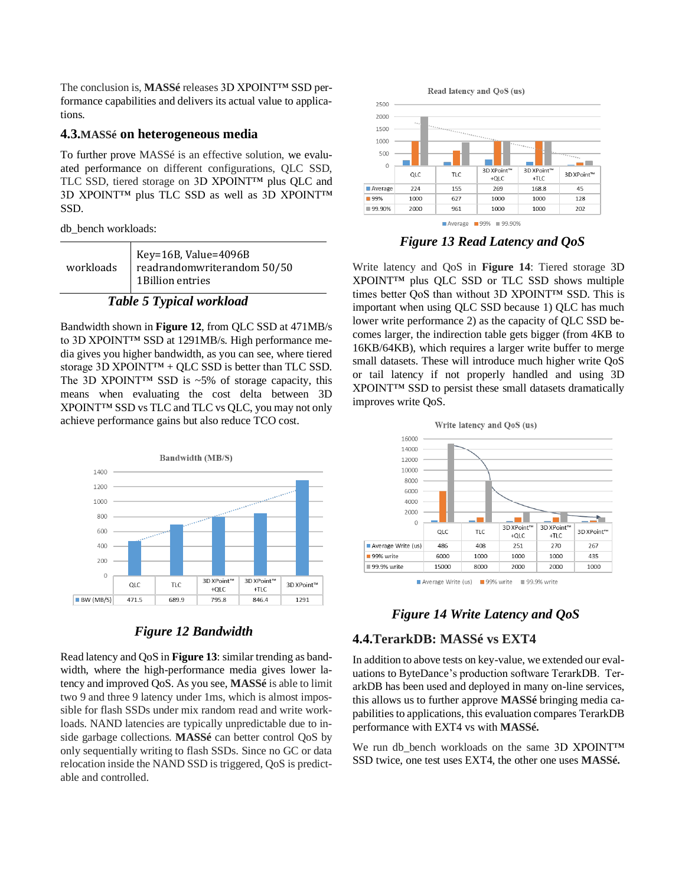The conclusion is, **MASSé** releases 3D XPOINT™ SSD performance capabilities and delivers its actual value to applications.

## 4.3. MASSé on heterogeneous media

To further prove MASSé is an effective solution, we evaluated performance on different configurations, QLC SSD, TLC SSD, tiered storage on 3D XPOINT™ plus QLC and 3D XPOINT™ plus TLC SSD as well as 3D XPOINT™ SSD.

db_bench workloads:

| workloads | Key=16B, Value=4096B<br>readrandomwriterandom 50/50<br>1Billion entries |
|---|---|

***Table 5 Typical workload***

Bandwidth shown in **Figure 12**, from QLC SSD at 471MB/s to 3D XPOINT™ SSD at 1291MB/s. High performance media gives you higher bandwidth, as you can see, where tiered storage 3D XPOINT™ + QLC SSD is better than TLC SSD. The 3D XPOINT™ SSD is ~5% of storage capacity, this means when evaluating the cost delta between 3D XPOINT™ SSD vs TLC and TLC vs QLC, you may not only achieve performance gains but also reduce TCO cost.

Bandwidth (MB/S)

| | QLC | TLC | 3D XPoint™ +QLC | 3D XPoint™ +TLC | 3D XPoint™ |
|---|---|---|---|---|---|
| BW (MB/S) | 471.5 | 689.9 | 795.8 | 846.4 | 1291 |

***Figure 12 Bandwidth***

Read latency and QoS in **Figure 13**: similar trending as bandwidth, where the high-performance media gives lower latency and improved QoS. As you see, **MASSé** is able to limit two 9 and three 9 latency under 1ms, which is almost impossible for flash SSDs under mix random read and write workloads. NAND latencies are typically unpredictable due to inside garbage collections. **MASSé** can better control QoS by only sequentially writing to flash SSDs. Since no GC or data relocation inside the NAND SSD is triggered, QoS is predictable and controlled.

Read latency and QoS (us)

| | QLC | TLC | 3D XPoint™ +QLC | 3D XPoint™ +TLC | 3D XPoint™ |
|---|---|---|---|---|---|
| Average | 224 | 155 | 269 | 168.8 | 45 |
| 99% | 1000 | 627 | 1000 | 1000 | 128 |
| 99.90% | 2000 | 961 | 1000 | 1000 | 202 |

***Figure 13 Read Latency and QoS***

Write latency and QoS in **Figure 14**: Tiered storage 3D XPOINT™ plus QLC SSD or TLC SSD shows multiple times better QoS than without 3D XPOINT™ SSD. This is important when using QLC SSD because 1) QLC has much lower write performance 2) as the capacity of QLC SSD becomes larger, the indirection table gets bigger (from 4KB to 16KB/64KB), which requires a larger write buffer to merge small datasets. These will introduce much higher write QoS or tail latency if not properly handled and using 3D XPOINT™ SSD to persist these small datasets dramatically improves write QoS.

Write latency and QoS (us)

| | QLC | TLC | 3D XPoint™ +QLC | 3D XPoint™ +TLC | 3D XPoint™ |
|---|---|---|---|---|---|
| Average Write (us) | 486 | 408 | 251 | 270 | 267 |
| 99% write | 6000 | 1000 | 1000 | 1000 | 435 |
| 99.9% write | 15000 | 8000 | 2000 | 2000 | 1000 |

***Figure 14 Write Latency and QoS***

## 4.4. TerarkDB: MASSé vs EXT4

In addition to above tests on key-value, we extended our evaluations to ByteDance's production software TerarkDB. TerarkDB has been used and deployed in many on-line services, this allows us to further approve **MASSé** bringing media capabilities to applications, this evaluation compares TerarkDB performance with EXT4 vs with **MASSé.**

We run db_bench workloads on the same 3D XPOINT™ SSD twice, one test uses EXT4, the other one uses **MASSé.**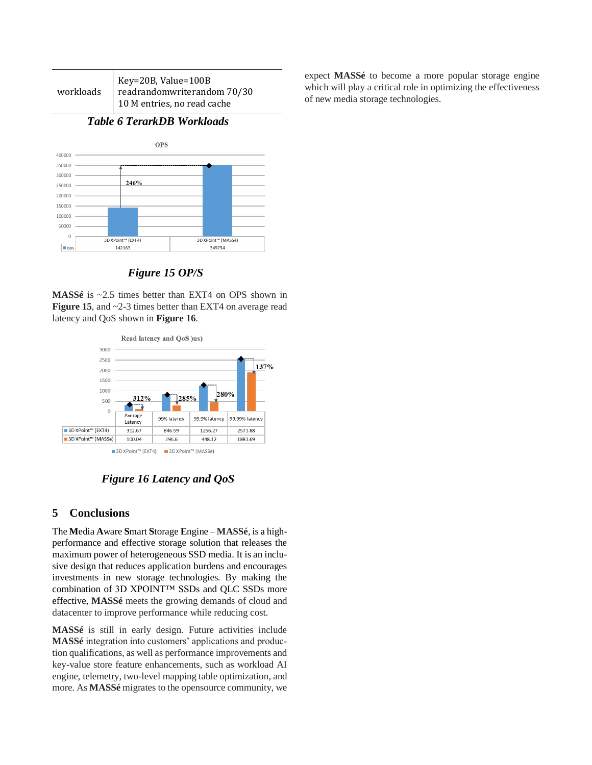| workloads | Key=20B, Value=100B<br>readrandomwriterandom 70/30<br>10 M entries, no read cache |
|---|---|

***Table 6 TerarkDB Workloads***

| | 3D XPoint™ (EXT4) | 3D XPoint™ (MASSé) |
|---|---|---|
| ops | 142163 | 349734 |

***Figure 15 OP/S***

**MASSé** is ~2.5 times better than EXT4 on OPS shown in **Figure 15**, and ~2-3 times better than EXT4 on average read latency and QoS shown in **Figure 16**.

| | Average Latency | 99% latency | 99.9% latency | 99.99% latency |
|---|---|---|---|---|
| 3D XPoint™ (EXT4) | 312.67 | 846.59 | 1256.27 | 2571.88 |
| 3D XPoint™ (MASSé) | 100.04 | 296.6 | 448.12 | 1883.69 |

***Figure 16 Latency and QoS***

## 5 Conclusions

The **M**edia **A**ware **S**mart **S**torage **E**ngine – **MASSé**, is a high-performance and effective storage solution that releases the maximum power of heterogeneous SSD media. It is an inclusive design that reduces application burdens and encourages investments in new storage technologies. By making the combination of 3D XPOINT™ SSDs and QLC SSDs more effective, **MASSé** meets the growing demands of cloud and datacenter to improve performance while reducing cost.

**MASSé** is still in early design. Future activities include **MASSé** integration into customers' applications and production qualifications, as well as performance improvements and key-value store feature enhancements, such as workload AI engine, telemetry, two-level mapping table optimization, and more. As **MASSé** migrates to the opensource community, we expect **MASSé** to become a more popular storage engine which will play a critical role in optimizing the effectiveness of new media storage technologies.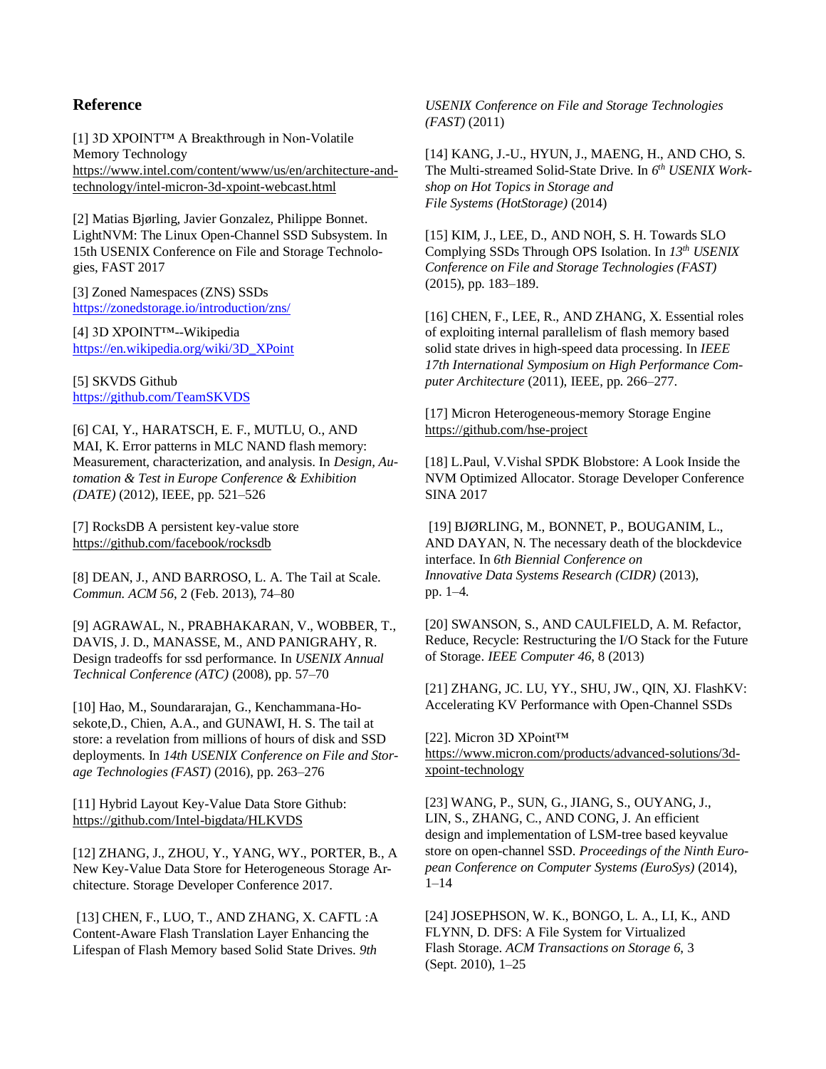## Reference

[1] 3D XPOINT™ A Breakthrough in Non-Volatile Memory Technology https://www.intel.com/content/www/us/en/architecture-and-technology/intel-micron-3d-xpoint-webcast.html

[2] Matias Bjørling, Javier Gonzalez, Philippe Bonnet. LightNVM: The Linux Open-Channel SSD Subsystem. In 15th USENIX Conference on File and Storage Technologies, FAST 2017

[3] Zoned Namespaces (ZNS) SSDs https://zonedstorage.io/introduction/zns/

[4] 3D XPOINT™--Wikipedia https://en.wikipedia.org/wiki/3D_XPoint

[5] SKVDS Github https://github.com/TeamSKVDS

[6] CAI, Y., HARATSCH, E. F., MUTLU, O., AND MAI, K. Error patterns in MLC NAND flash memory: Measurement, characterization, and analysis. In *Design, Automation & Test in Europe Conference & Exhibition (DATE)* (2012), IEEE, pp. 521–526

[7] RocksDB A persistent key-value store https://github.com/facebook/rocksdb

[8] DEAN, J., AND BARROSO, L. A. The Tail at Scale. *Commun. ACM 56*, 2 (Feb. 2013), 74–80

[9] AGRAWAL, N., PRABHAKARAN, V., WOBBER, T., DAVIS, J. D., MANASSE, M., AND PANIGRAHY, R. Design tradeoffs for ssd performance. In *USENIX Annual Technical Conference (ATC)* (2008), pp. 57–70

[10] Hao, M., Soundararajan, G., Kenchammana-Hosekote,D., Chien, A.A., and GUNAWI, H. S. The tail at store: a revelation from millions of hours of disk and SSD deployments. In *14th USENIX Conference on File and Storage Technologies (FAST)* (2016), pp. 263–276

[11] Hybrid Layout Key-Value Data Store Github: https://github.com/Intel-bigdata/HLKVDS

[12] ZHANG, J., ZHOU, Y., YANG, WY., PORTER, B., A New Key-Value Data Store for Heterogeneous Storage Architecture. Storage Developer Conference 2017.

[13] CHEN, F., LUO, T., AND ZHANG, X. CAFTL :A Content-Aware Flash Translation Layer Enhancing the Lifespan of Flash Memory based Solid State Drives. *9th USENIX Conference on File and Storage Technologies (FAST)* (2011)

[14] KANG, J.-U., HYUN, J., MAENG, H., AND CHO, S. The Multi-streamed Solid-State Drive. In *6th USENIX Workshop on Hot Topics in Storage and File Systems (HotStorage)* (2014)

[15] KIM, J., LEE, D., AND NOH, S. H. Towards SLO Complying SSDs Through OPS Isolation. In *13th USENIX Conference on File and Storage Technologies (FAST)* (2015), pp. 183–189.

[16] CHEN, F., LEE, R., AND ZHANG, X. Essential roles of exploiting internal parallelism of flash memory based solid state drives in high-speed data processing. In *IEEE 17th International Symposium on High Performance Computer Architecture* (2011), IEEE, pp. 266–277.

[17] Micron Heterogeneous-memory Storage Engine https://github.com/hse-project

[18] L.Paul, V.Vishal SPDK Blobstore: A Look Inside the NVM Optimized Allocator. Storage Developer Conference SINA 2017

[19] BJØRLING, M., BONNET, P., BOUGANIM, L., AND DAYAN, N. The necessary death of the blockdevice interface. In *6th Biennial Conference on Innovative Data Systems Research (CIDR)* (2013), pp. 1–4.

[20] SWANSON, S., AND CAULFIELD, A. M. Refactor, Reduce, Recycle: Restructuring the I/O Stack for the Future of Storage. *IEEE Computer 46*, 8 (2013)

[21] ZHANG, JC. LU, YY., SHU, JW., QIN, XJ. FlashKV: Accelerating KV Performance with Open-Channel SSDs

[22]. Micron 3D XPoint™ https://www.micron.com/products/advanced-solutions/3d-xpoint-technology

[23] WANG, P., SUN, G., JIANG, S., OUYANG, J., LIN, S., ZHANG, C., AND CONG, J. An efficient design and implementation of LSM-tree based keyvalue store on open-channel SSD. *Proceedings of the Ninth European Conference on Computer Systems (EuroSys)* (2014), 1–14

[24] JOSEPHSON, W. K., BONGO, L. A., LI, K., AND FLYNN, D. DFS: A File System for Virtualized Flash Storage. *ACM Transactions on Storage 6*, 3 (Sept. 2010), 1–25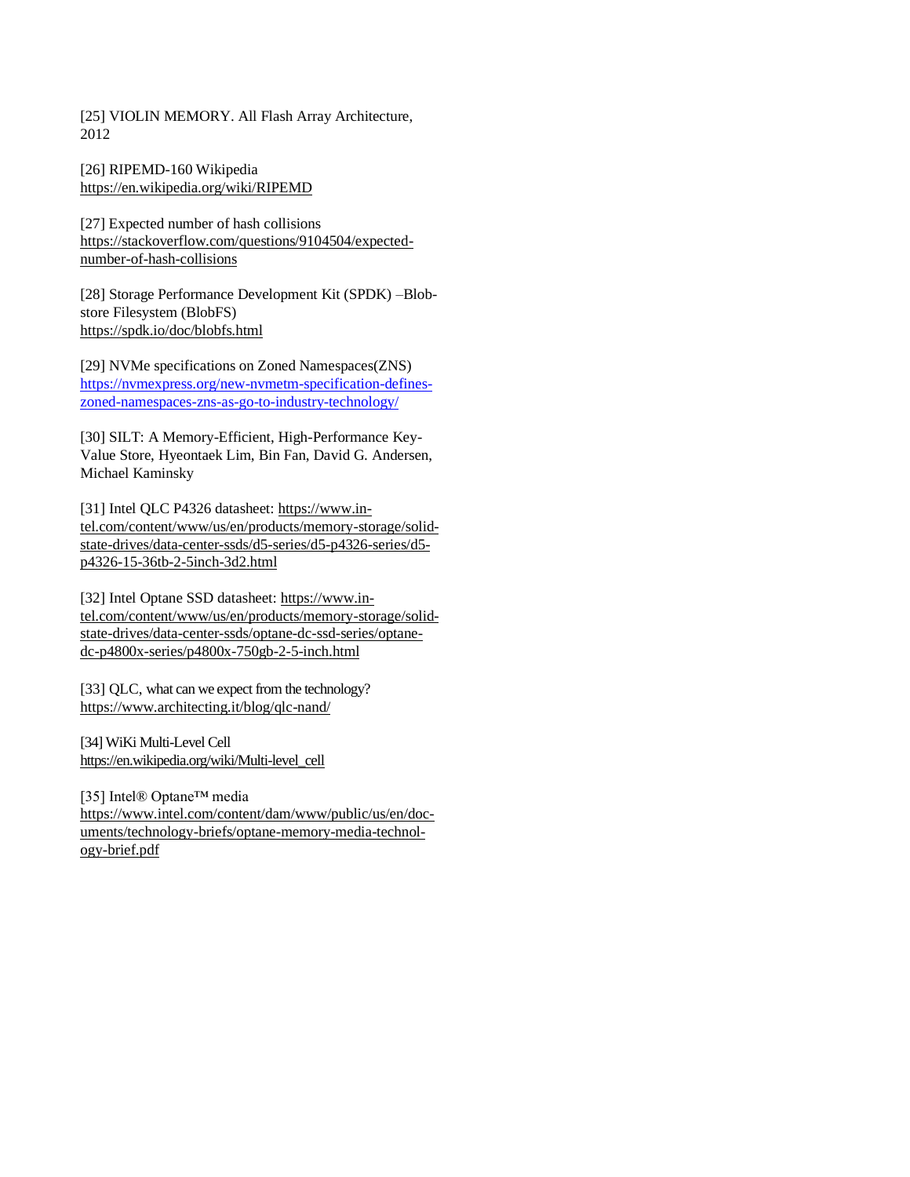[25] VIOLIN MEMORY. All Flash Array Architecture, 2012

[26] RIPEMD-160 Wikipedia https://en.wikipedia.org/wiki/RIPEMD

[27] Expected number of hash collisions https://stackoverflow.com/questions/9104504/expected-number-of-hash-collisions

[28] Storage Performance Development Kit (SPDK) –Blobstore Filesystem (BlobFS) https://spdk.io/doc/blobfs.html

[29] NVMe specifications on Zoned Namespaces(ZNS) https://nvmexpress.org/new-nvmetm-specification-defines-zoned-namespaces-zns-as-go-to-industry-technology/

[30] SILT: A Memory-Efficient, High-Performance Key-Value Store, Hyeontaek Lim, Bin Fan, David G. Andersen, Michael Kaminsky

[31] Intel QLC P4326 datasheet: https://www.intel.com/content/www/us/en/products/memory-storage/solid-state-drives/data-center-ssds/d5-series/d5-p4326-series/d5-p4326-15-36tb-2-5inch-3d2.html

[32] Intel Optane SSD datasheet: https://www.intel.com/content/www/us/en/products/memory-storage/solid-state-drives/data-center-ssds/optane-dc-ssd-series/optane-dc-p4800x-series/p4800x-750gb-2-5-inch.html

[33] QLC, what can we expect from the technology? https://www.architecting.it/blog/qlc-nand/

[34] WiKi Multi-Level Cell https://en.wikipedia.org/wiki/Multi-level_cell

[35] Intel® Optane™ media https://www.intel.com/content/dam/www/public/us/en/documents/technology-briefs/optane-memory-media-technology-brief.pdf